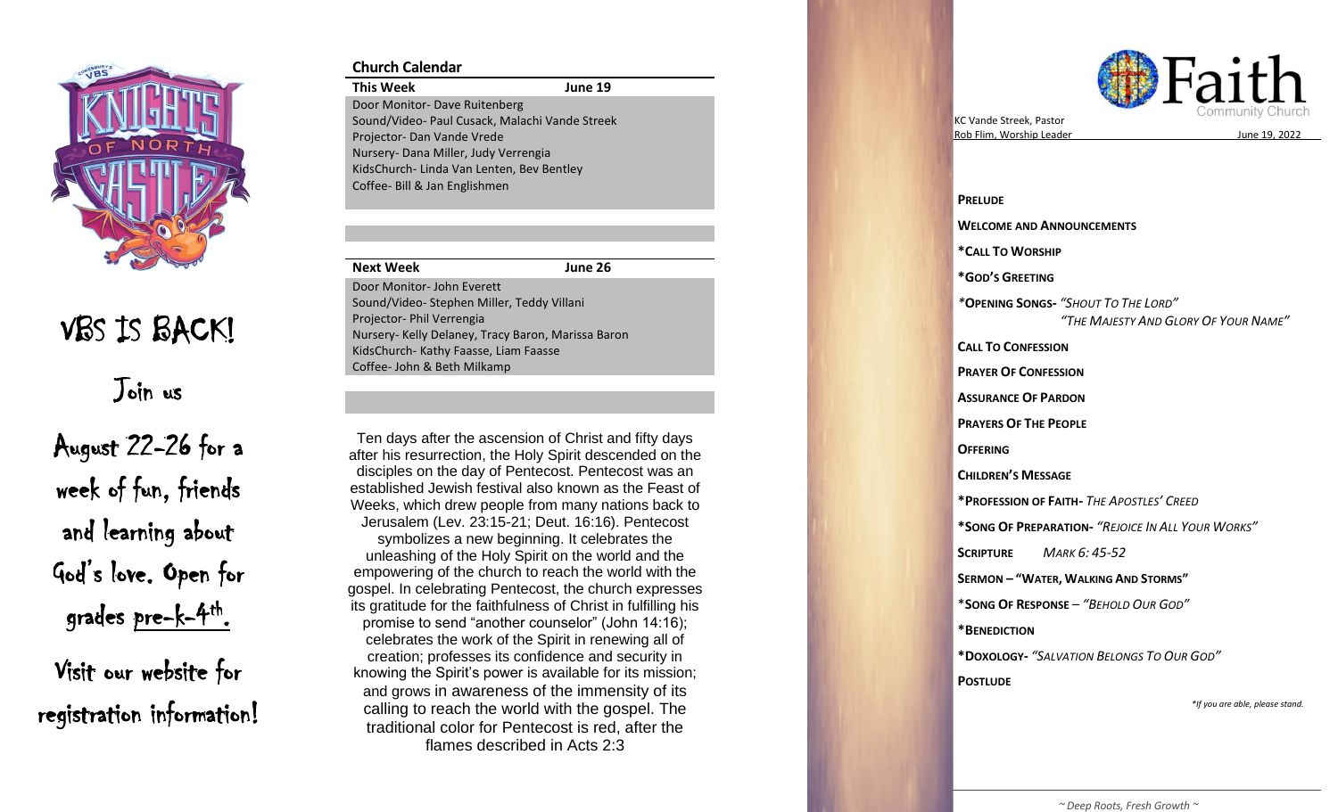VBS IS BACK!

Join us

August 22-26 for a week of fun, friends and learning about God's love. Open for grades pre-k-4th.

Visit our website for registration information!

## Church Calendar

| This Week | June 19 |
|---|---|
| Door Monitor- Dave Ruitenberg | |
| Sound/Video- Paul Cusack, Malachi Vande Streek | |
| Projector- Dan Vande Vrede | |
| Nursery- Dana Miller, Judy Verrengia | |
| KidsChurch- Linda Van Lenten, Bev Bentley | |
| Coffee- Bill & Jan Englishmen | |

| Next Week | June 26 |
|---|---|
| Door Monitor- John Everett | |
| Sound/Video- Stephen Miller, Teddy Villani | |
| Projector- Phil Verrengia | |
| Nursery- Kelly Delaney, Tracy Baron, Marissa Baron | |
| KidsChurch- Kathy Faasse, Liam Faasse | |
| Coffee- John & Beth Milkamp | |

Ten days after the ascension of Christ and fifty days after his resurrection, the Holy Spirit descended on the disciples on the day of Pentecost. Pentecost was an established Jewish festival also known as the Feast of Weeks, which drew people from many nations back to Jerusalem (Lev. 23:15-21; Deut. 16:16). Pentecost symbolizes a new beginning. It celebrates the unleashing of the Holy Spirit on the world and the empowering of the church to reach the world with the gospel. In celebrating Pentecost, the church expresses its gratitude for the faithfulness of Christ in fulfilling his promise to send "another counselor" (John 14:16); celebrates the work of the Spirit in renewing all of creation; professes its confidence and security in knowing the Spirit's power is available for its mission; and grows in awareness of the immensity of its calling to reach the world with the gospel. The traditional color for Pentecost is red, after the flames described in Acts 2:3

# Faith Community Church

KC Vande Streek, Pastor
Rob Flim, Worship Leader

June 19, 2022

**PRELUDE**

**WELCOME AND ANNOUNCEMENTS**

**\*CALL TO WORSHIP**

**\*GOD'S GREETING**

**\*OPENING SONGS-** *"SHOUT TO THE LORD"*
*"THE MAJESTY AND GLORY OF YOUR NAME"*

**CALL TO CONFESSION**

**PRAYER OF CONFESSION**

**ASSURANCE OF PARDON**

**PRAYERS OF THE PEOPLE**

**OFFERING**

**CHILDREN'S MESSAGE**

**\*PROFESSION OF FAITH-** *THE APOSTLES' CREED*

**\*SONG OF PREPARATION-** *"REJOICE IN ALL YOUR WORKS"*

**SCRIPTURE** *MARK 6: 45-52*

**SERMON – "WATER, WALKING AND STORMS"**

**\*SONG OF RESPONSE** – *"BEHOLD OUR GOD"*

**\*BENEDICTION**

**\*DOXOLOGY-** *"SALVATION BELONGS TO OUR GOD"*

**POSTLUDE**

*\*If you are able, please stand.*

*~ Deep Roots, Fresh Growth ~*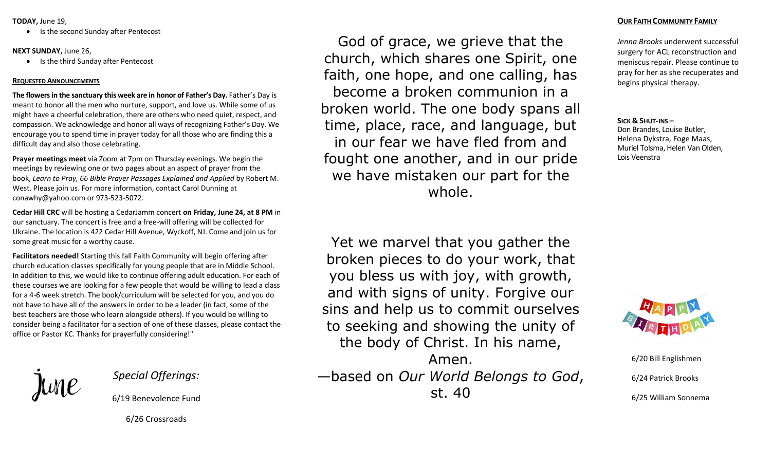**TODAY,** June 19,

- Is the second Sunday after Pentecost

**NEXT SUNDAY,** June 26,

- Is the third Sunday after Pentecost

**REQUESTED ANNOUNCEMENTS**

**The flowers in the sanctuary this week are in honor of Father's Day.** Father's Day is meant to honor all the men who nurture, support, and love us. While some of us might have a cheerful celebration, there are others who need quiet, respect, and compassion. We acknowledge and honor all ways of recognizing Father's Day. We encourage you to spend time in prayer today for all those who are finding this a difficult day and also those celebrating.

**Prayer meetings meet** via Zoom at 7pm on Thursday evenings. We begin the meetings by reviewing one or two pages about an aspect of prayer from the book, *Learn to Pray, 66 Bible Prayer Passages Explained and Applied* by Robert M. West. Please join us. For more information, contact Carol Dunning at conawhy@yahoo.com or 973-523-5072.

**Cedar Hill CRC** will be hosting a CedarJamm concert **on Friday, June 24, at 8 PM** in our sanctuary. The concert is free and a free-will offering will be collected for Ukraine. The location is 422 Cedar Hill Avenue, Wyckoff, NJ. Come and join us for some great music for a worthy cause.

**Facilitators needed!** Starting this fall Faith Community will begin offering after church education classes specifically for young people that are in Middle School. In addition to this, we would like to continue offering adult education. For each of these courses we are looking for a few people that would be willing to lead a class for a 4-6 week stretch. The book/curriculum will be selected for you, and you do not have to have all of the answers in order to be a leader (in fact, some of the best teachers are those who learn alongside others). If you would be willing to consider being a facilitator for a section of one of these classes, please contact the office or Pastor KC. Thanks for prayerfully considering!"

June

*Special Offerings:*

6/19 Benevolence Fund

6/26 Crossroads

God of grace, we grieve that the church, which shares one Spirit, one faith, one hope, and one calling, has become a broken communion in a broken world. The one body spans all time, place, race, and language, but in our fear we have fled from and fought one another, and in our pride we have mistaken our part for the whole.

Yet we marvel that you gather the broken pieces to do your work, that you bless us with joy, with growth, and with signs of unity. Forgive our sins and help us to commit ourselves to seeking and showing the unity of the body of Christ. In his name, Amen.

—based on *Our World Belongs to God*, st. 40

**OUR FAITH COMMUNITY FAMILY**

*Jenna Brooks* underwent successful surgery for ACL reconstruction and meniscus repair. Please continue to pray for her as she recuperates and begins physical therapy.

**SICK & SHUT-INS –**
Don Brandes, Louise Butler, Helena Dykstra, Foge Maas, Muriel Tolsma, Helen Van Olden, Lois Veenstra

HAPPY BIRTHDAY

6/20 Bill Englishmen

6/24 Patrick Brooks

6/25 William Sonnema